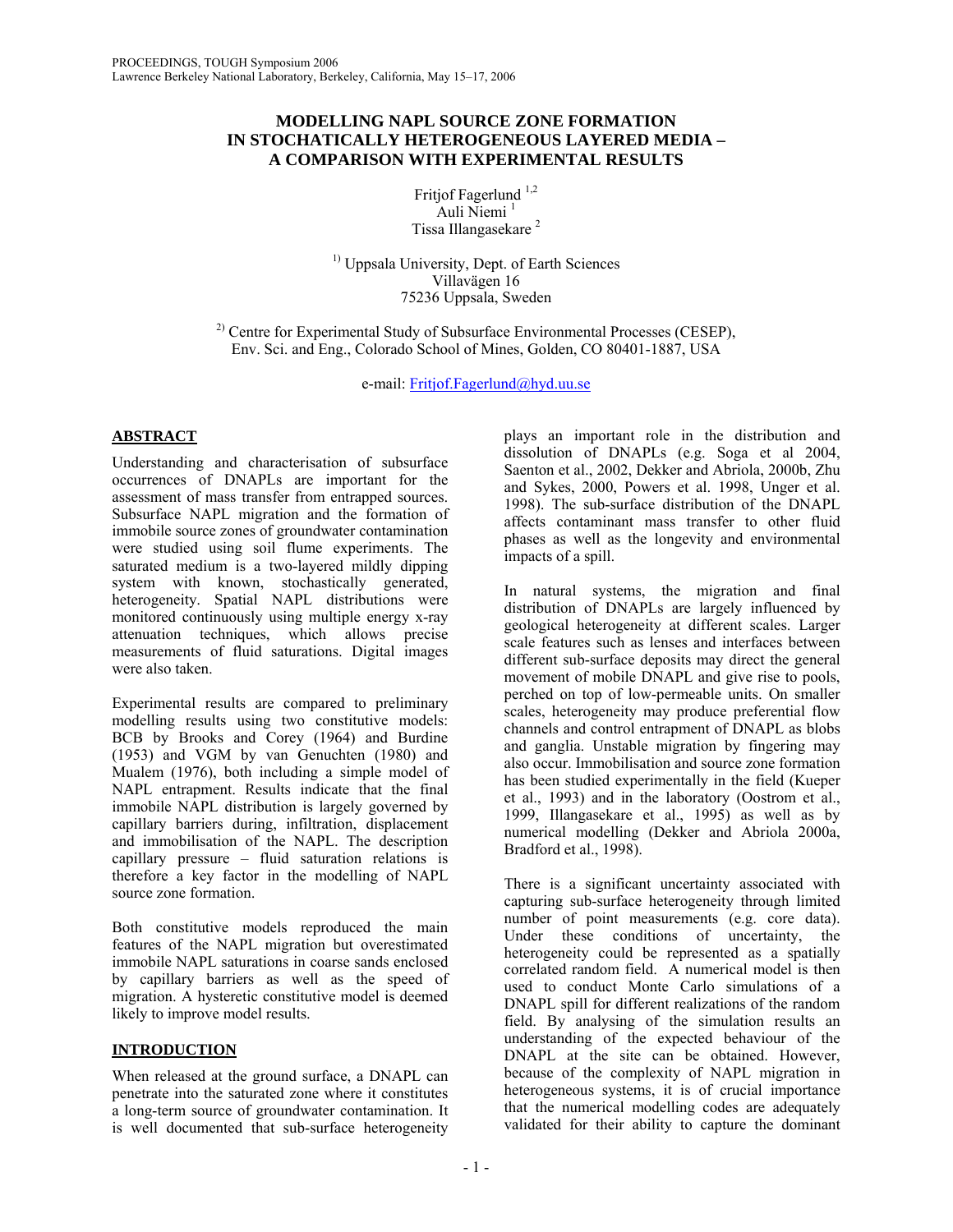# MODELLING NAPL SOURCE ZONE FORMATION IN STOCHATICALLY HETEROGENEOUS LAYERED MEDIA – A COMPARISON WITH EXPERIMENTAL RESULTS

Fritjof Fagerlund [1,2]
Auli Niemi [1]
Tissa Illangasekare [2]

[1)] Uppsala University, Dept. of Earth Sciences
Villavägen 16
75236 Uppsala, Sweden

[2)] Centre for Experimental Study of Subsurface Environmental Processes (CESEP),
Env. Sci. and Eng., Colorado School of Mines, Golden, CO 80401-1887, USA

e-mail: Fritjof.Fagerlund@hyd.uu.se

## ABSTRACT

Understanding and characterisation of subsurface occurrences of DNAPLs are important for the assessment of mass transfer from entrapped sources. Subsurface NAPL migration and the formation of immobile source zones of groundwater contamination were studied using soil flume experiments. The saturated medium is a two-layered mildly dipping system with known, stochastically generated, heterogeneity. Spatial NAPL distributions were monitored continuously using multiple energy x-ray attenuation techniques, which allows precise measurements of fluid saturations. Digital images were also taken.

Experimental results are compared to preliminary modelling results using two constitutive models: BCB by Brooks and Corey (1964) and Burdine (1953) and VGM by van Genuchten (1980) and Mualem (1976), both including a simple model of NAPL entrapment. Results indicate that the final immobile NAPL distribution is largely governed by capillary barriers during, infiltration, displacement and immobilisation of the NAPL. The description capillary pressure – fluid saturation relations is therefore a key factor in the modelling of NAPL source zone formation.

Both constitutive models reproduced the main features of the NAPL migration but overestimated immobile NAPL saturations in coarse sands enclosed by capillary barriers as well as the speed of migration. A hysteretic constitutive model is deemed likely to improve model results.

## INTRODUCTION

When released at the ground surface, a DNAPL can penetrate into the saturated zone where it constitutes a long-term source of groundwater contamination. It is well documented that sub-surface heterogeneity plays an important role in the distribution and dissolution of DNAPLs (e.g. Soga et al 2004, Saenton et al., 2002, Dekker and Abriola, 2000b, Zhu and Sykes, 2000, Powers et al. 1998, Unger et al. 1998). The sub-surface distribution of the DNAPL affects contaminant mass transfer to other fluid phases as well as the longevity and environmental impacts of a spill.

In natural systems, the migration and final distribution of DNAPLs are largely influenced by geological heterogeneity at different scales. Larger scale features such as lenses and interfaces between different sub-surface deposits may direct the general movement of mobile DNAPL and give rise to pools, perched on top of low-permeable units. On smaller scales, heterogeneity may produce preferential flow channels and control entrapment of DNAPL as blobs and ganglia. Unstable migration by fingering may also occur. Immobilisation and source zone formation has been studied experimentally in the field (Kueper et al., 1993) and in the laboratory (Oostrom et al., 1999, Illangasekare et al., 1995) as well as by numerical modelling (Dekker and Abriola 2000a, Bradford et al., 1998).

There is a significant uncertainty associated with capturing sub-surface heterogeneity through limited number of point measurements (e.g. core data). Under these conditions of uncertainty, the heterogeneity could be represented as a spatially correlated random field. A numerical model is then used to conduct Monte Carlo simulations of a DNAPL spill for different realizations of the random field. By analysing of the simulation results an understanding of the expected behaviour of the DNAPL at the site can be obtained. However, because of the complexity of NAPL migration in heterogeneous systems, it is of crucial importance that the numerical modelling codes are adequately validated for their ability to capture the dominant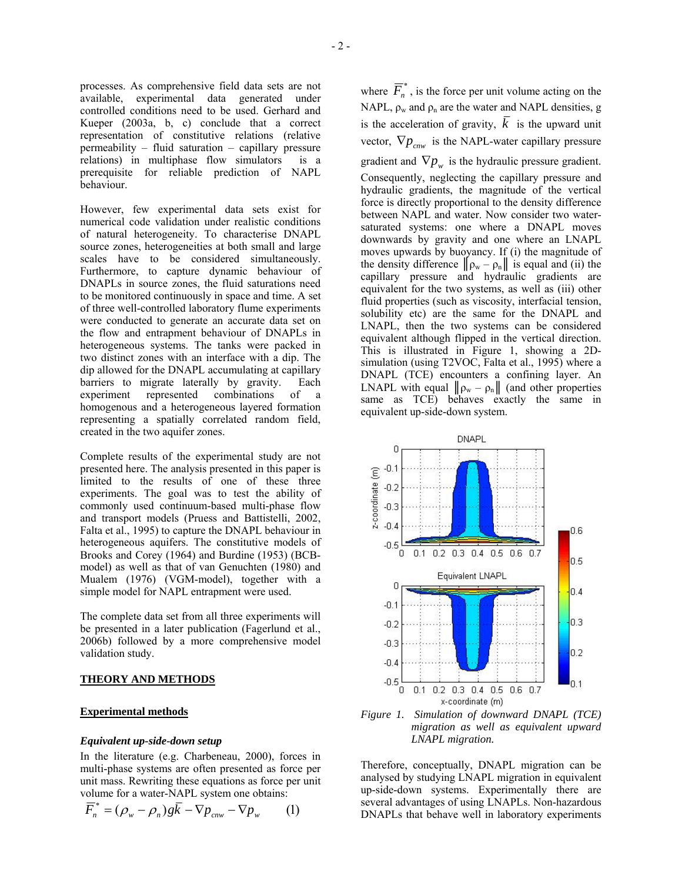processes. As comprehensive field data sets are not available, experimental data generated under controlled conditions need to be used. Gerhard and Kueper (2003a, b, c) conclude that a correct representation of constitutive relations (relative permeability – fluid saturation – capillary pressure relations) in multiphase flow simulators is a prerequisite for reliable prediction of NAPL behaviour.

However, few experimental data sets exist for numerical code validation under realistic conditions of natural heterogeneity. To characterise DNAPL source zones, heterogeneities at both small and large scales have to be considered simultaneously. Furthermore, to capture dynamic behaviour of DNAPLs in source zones, the fluid saturations need to be monitored continuously in space and time. A set of three well-controlled laboratory flume experiments were conducted to generate an accurate data set on the flow and entrapment behaviour of DNAPLs in heterogeneous systems. The tanks were packed in two distinct zones with an interface with a dip. The dip allowed for the DNAPL accumulating at capillary barriers to migrate laterally by gravity. Each experiment represented combinations of a homogenous and a heterogeneous layered formation representing a spatially correlated random field, created in the two aquifer zones.

Complete results of the experimental study are not presented here. The analysis presented in this paper is limited to the results of one of these three experiments. The goal was to test the ability of commonly used continuum-based multi-phase flow and transport models (Pruess and Battistelli, 2002, Falta et al., 1995) to capture the DNAPL behaviour in heterogeneous aquifers. The constitutive models of Brooks and Corey (1964) and Burdine (1953) (BCB-model) as well as that of van Genuchten (1980) and Mualem (1976) (VGM-model), together with a simple model for NAPL entrapment were used.

The complete data set from all three experiments will be presented in a later publication (Fagerlund et al., 2006b) followed by a more comprehensive model validation study.

## THEORY AND METHODS

### Experimental methods

#### *Equivalent up-side-down setup*

In the literature (e.g. Charbeneau, 2000), forces in multi-phase systems are often presented as force per unit mass. Rewriting these equations as force per unit volume for a water-NAPL system one obtains:

$$\overline{F}_n^* = (\rho_w - \rho_n) g \overline{k} - \nabla p_{cnw} - \nabla p_w \qquad (1)$$

where $\overline{F}_n^*$, is the force per unit volume acting on the NAPL, $\rho_w$ and $\rho_n$ are the water and NAPL densities, g is the acceleration of gravity, $\overline{k}$ is the upward unit vector, $\nabla p_{cnw}$ is the NAPL-water capillary pressure gradient and $\nabla p_w$ is the hydraulic pressure gradient. Consequently, neglecting the capillary pressure and hydraulic gradients, the magnitude of the vertical force is directly proportional to the density difference between NAPL and water. Now consider two water-saturated systems: one where a DNAPL moves downwards by gravity and one where an LNAPL moves upwards by buoyancy. If (i) the magnitude of the density difference $\|\rho_w - \rho_n\|$ is equal and (ii) the capillary pressure and hydraulic gradients are equivalent for the two systems, as well as (iii) other fluid properties (such as viscosity, interfacial tension, solubility etc) are the same for the DNAPL and LNAPL, then the two systems can be considered equivalent although flipped in the vertical direction. This is illustrated in Figure 1, showing a 2D-simulation (using T2VOC, Falta et al., 1995) where a DNAPL (TCE) encounters a confining layer. An LNAPL with equal $\|\rho_w - \rho_n\|$ (and other properties same as TCE) behaves exactly the same in equivalent up-side-down system.

*Figure 1. Simulation of downward DNAPL (TCE) migration as well as equivalent upward LNAPL migration.*

Therefore, conceptually, DNAPL migration can be analysed by studying LNAPL migration in equivalent up-side-down systems. Experimentally there are several advantages of using LNAPLs. Non-hazardous DNAPLs that behave well in laboratory experiments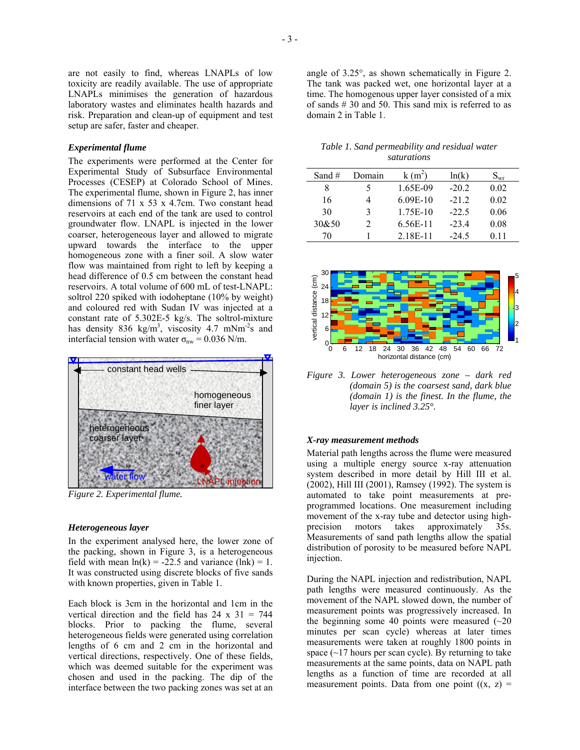are not easily to find, whereas LNAPLs of low toxicity are readily available. The use of appropriate LNAPLs minimises the generation of hazardous laboratory wastes and eliminates health hazards and risk. Preparation and clean-up of equipment and test setup are safer, faster and cheaper.

### *Experimental flume*

The experiments were performed at the Center for Experimental Study of Subsurface Environmental Processes (CESEP) at Colorado School of Mines. The experimental flume, shown in Figure 2, has inner dimensions of 71 x 53 x 4.7cm. Two constant head reservoirs at each end of the tank are used to control groundwater flow. LNAPL is injected in the lower coarser, heterogeneous layer and allowed to migrate upward towards the interface to the upper homogeneous zone with a finer soil. A slow water flow was maintained from right to left by keeping a head difference of 0.5 cm between the constant head reservoirs. A total volume of 600 mL of test-LNAPL: soltrol 220 spiked with iodoheptane (10% by weight) and coloured red with Sudan IV was injected at a constant rate of 5.302E-5 kg/s. The soltrol-mixture has density 836 $kg/m^3$, viscosity 4.7 $mNm^{-2}s$ and interfacial tension with water $\sigma_{nw}$ = 0.036 N/m.

*Figure 2. Experimental flume.*

### *Heterogeneous layer*

In the experiment analysed here, the lower zone of the packing, shown in Figure 3, is a heterogeneous field with mean ln(k) = -22.5 and variance (lnk) = 1. It was constructed using discrete blocks of five sands with known properties, given in Table 1.

Each block is 3cm in the horizontal and 1cm in the vertical direction and the field has 24 x 31 = 744 blocks. Prior to packing the flume, several heterogeneous fields were generated using correlation lengths of 6 cm and 2 cm in the horizontal and vertical directions, respectively. One of these fields, which was deemed suitable for the experiment was chosen and used in the packing. The dip of the interface between the two packing zones was set at an angle of 3.25°, as shown schematically in Figure 2. The tank was packed wet, one horizontal layer at a time. The homogenous upper layer consisted of a mix of sands # 30 and 50. This sand mix is referred to as domain 2 in Table 1.

*Table 1. Sand permeability and residual water saturations*

| Sand # | Domain | k ($m^2$) | ln(k) | $S_{wr}$ |
|---|---|---|---|---|
| 8 | 5 | 1.65E-09 | -20.2 | 0.02 |
| 16 | 4 | 6.09E-10 | -21.2 | 0.02 |
| 30 | 3 | 1.75E-10 | -22.5 | 0.06 |
| 30&50 | 2 | 6.56E-11 | -23.4 | 0.08 |
| 70 | 1 | 2.18E-11 | -24.5 | 0.11 |

*Figure 3. Lower heterogeneous zone – dark red (domain 5) is the coarsest sand, dark blue (domain 1) is the finest. In the flume, the layer is inclined 3.25°.*

### *X-ray measurement methods*

Material path lengths across the flume were measured using a multiple energy source x-ray attenuation system described in more detail by Hill III et al. (2002), Hill III (2001), Ramsey (1992). The system is automated to take point measurements at pre-programmed locations. One measurement including movement of the x-ray tube and detector using high-precision motors takes approximately 35s. Measurements of sand path lengths allow the spatial distribution of porosity to be measured before NAPL injection.

During the NAPL injection and redistribution, NAPL path lengths were measured continuously. As the movement of the NAPL slowed down, the number of measurement points was progressively increased. In the beginning some 40 points were measured (~20 minutes per scan cycle) whereas at later times measurements were taken at roughly 1800 points in space (~17 hours per scan cycle). By returning to take measurements at the same points, data on NAPL path lengths as a function of time are recorded at all measurement points. Data from one point ((x, z) =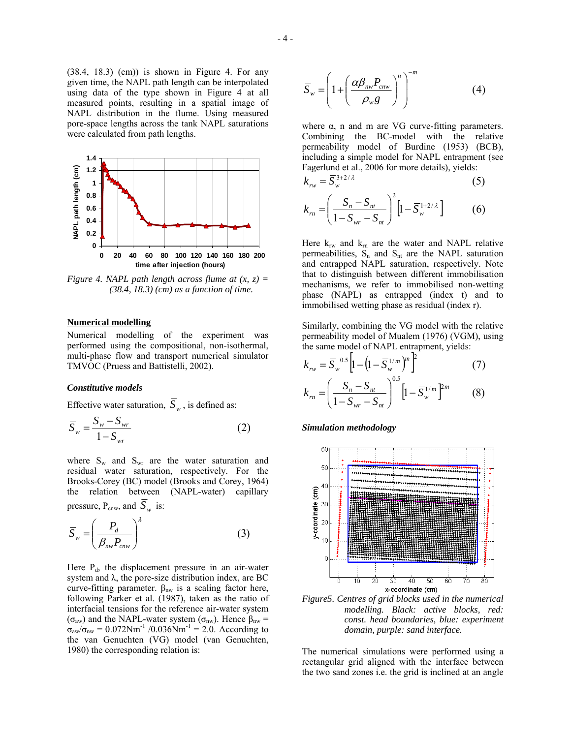(38.4, 18.3) (cm)) is shown in Figure 4. For any given time, the NAPL path length can be interpolated using data of the type shown in Figure 4 at all measured points, resulting in a spatial image of NAPL distribution in the flume. Using measured pore-space lengths across the tank NAPL saturations were calculated from path lengths.

*Figure 4. NAPL path length across flume at (x, z) = (38.4, 18.3) (cm) as a function of time.*

**Numerical modelling**

Numerical modelling of the experiment was performed using the compositional, non-isothermal, multi-phase flow and transport numerical simulator TMVOC (Pruess and Battistelli, 2002).

***Constitutive models***

Effective water saturation, $\overline{S}_w$, is defined as:

$$\overline{S}_w = \frac{S_w - S_{wr}}{1 - S_{wr}} \tag{2}$$

where $S_w$ and $S_{wr}$ are the water saturation and residual water saturation, respectively. For the Brooks-Corey (BC) model (Brooks and Corey, 1964) the relation between (NAPL-water) capillary pressure, $P_{cnw}$, and $\overline{S}_w$ is:

$$\overline{S}_w = \left( \frac{P_d}{\beta_{nw} P_{cnw}} \right)^{\lambda} \tag{3}$$

Here $P_d$, the displacement pressure in an air-water system and $\lambda$, the pore-size distribution index, are BC curve-fitting parameter. $\beta_{nw}$ is a scaling factor here, following Parker et al. (1987), taken as the ratio of interfacial tensions for the reference air-water system ($\sigma_{aw}$) and the NAPL-water system ($\sigma_{nw}$). Hence $\beta_{nw} = \sigma_{aw}/\sigma_{nw} = 0.072\text{Nm}^{-1} / 0.036\text{Nm}^{-1} = 2.0$. According to the van Genuchten (VG) model (van Genuchten, 1980) the corresponding relation is:

$$\overline{S}_w = \left( 1 + \left( \frac{\alpha \beta_{nw} P_{cnw}}{\rho_w g} \right)^n \right)^{-m} \tag{4}$$

where $\alpha$, n and m are VG curve-fitting parameters. Combining the BC-model with the relative permeability model of Burdine (1953) (BCB), including a simple model for NAPL entrapment (see Fagerlund et al., 2006 for more details), yields:

$$k_{rw} = \overline{S}_w^{\,3+2/\lambda} \tag{5}$$

$$k_{rn} = \left( \frac{S_n - S_{nt}}{1 - S_{wr} - S_{nt}} \right)^2 \left[ 1 - \overline{S}_w^{\,1+2/\lambda} \right] \tag{6}$$

Here $k_{rw}$ and $k_{rn}$ are the water and NAPL relative permeabilities, $S_n$ and $S_{nt}$ are the NAPL saturation and entrapped NAPL saturation, respectively. Note that to distinguish between different immobilisation mechanisms, we refer to immobilised non-wetting phase (NAPL) as entrapped (index t) and to immobilised wetting phase as residual (index r).

Similarly, combining the VG model with the relative permeability model of Mualem (1976) (VGM), using the same model of NAPL entrapment, yields:

$$k_{rw} = \overline{S}_w^{\,0.5} \left[ 1 - \left( 1 - \overline{S}_w^{\,1/m} \right)^m \right]^2 \tag{7}$$

$$k_{rn} = \left( \frac{S_n - S_{nt}}{1 - S_{wr} - S_{nt}} \right)^{0.5} \left[ 1 - \overline{S}_w^{\,1/m} \right]^{2m} \tag{8}$$

***Simulation methodology***

*Figure5. Centres of grid blocks used in the numerical modelling. Black: active blocks, red: const. head boundaries, blue: experiment domain, purple: sand interface.*

The numerical simulations were performed using a rectangular grid aligned with the interface between the two sand zones i.e. the grid is inclined at an angle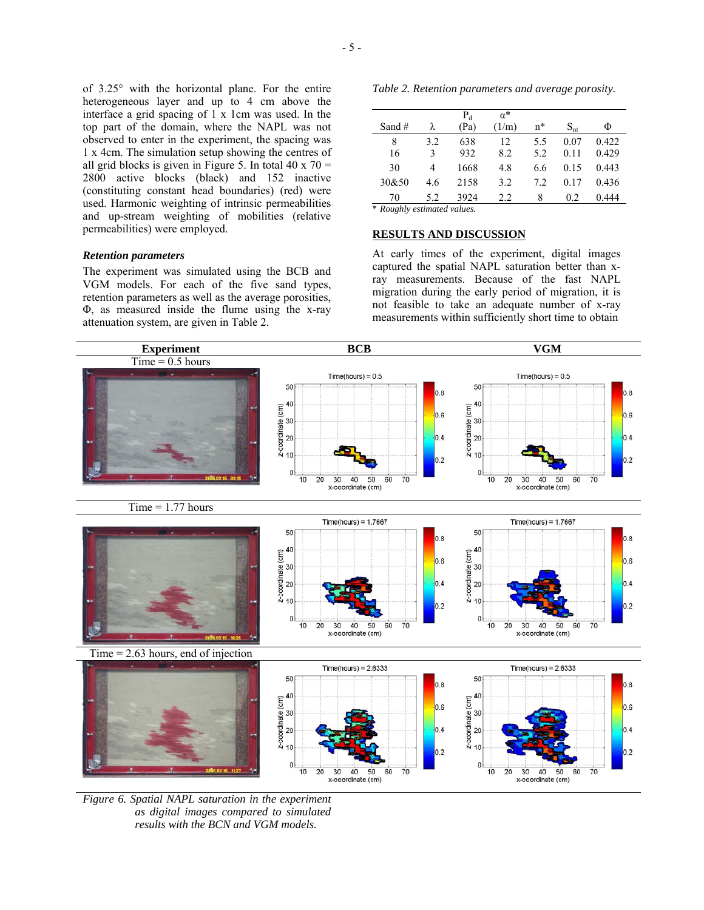of 3.25° with the horizontal plane. For the entire heterogeneous layer and up to 4 cm above the interface a grid spacing of 1 x 1cm was used. In the top part of the domain, where the NAPL was not observed to enter in the experiment, the spacing was 1 x 4cm. The simulation setup showing the centres of all grid blocks is given in Figure 5. In total 40 x 70 = 2800 active blocks (black) and 152 inactive (constituting constant head boundaries) (red) were used. Harmonic weighting of intrinsic permeabilities and up-stream weighting of mobilities (relative permeabilities) were employed.

### *Retention parameters*

The experiment was simulated using the BCB and VGM models. For each of the five sand types, retention parameters as well as the average porosities, Φ, as measured inside the flume using the x-ray attenuation system, are given in Table 2.

*Table 2. Retention parameters and average porosity.*

| Sand # | λ | $P_d$ (Pa) | α* (1/m) | n* | $S_{nt}$ | Φ |
|---|---|---|---|---|---|---|
| 8 | 3.2 | 638 | 12 | 5.5 | 0.07 | 0.422 |
| 16 | 3 | 932 | 8.2 | 5.2 | 0.11 | 0.429 |
| 30 | 4 | 1668 | 4.8 | 6.6 | 0.15 | 0.443 |
| 30&50 | 4.6 | 2158 | 3.2 | 7.2 | 0.17 | 0.436 |
| 70 | 5.2 | 3924 | 2.2 | 8 | 0.2 | 0.444 |

*\* Roughly estimated values.*

## RESULTS AND DISCUSSION

At early times of the experiment, digital images captured the spatial NAPL saturation better than x-ray measurements. Because of the fast NAPL migration during the early period of migration, it is not feasible to take an adequate number of x-ray measurements within sufficiently short time to obtain

*Figure 6. Spatial NAPL saturation in the experiment as digital images compared to simulated results with the BCN and VGM models.*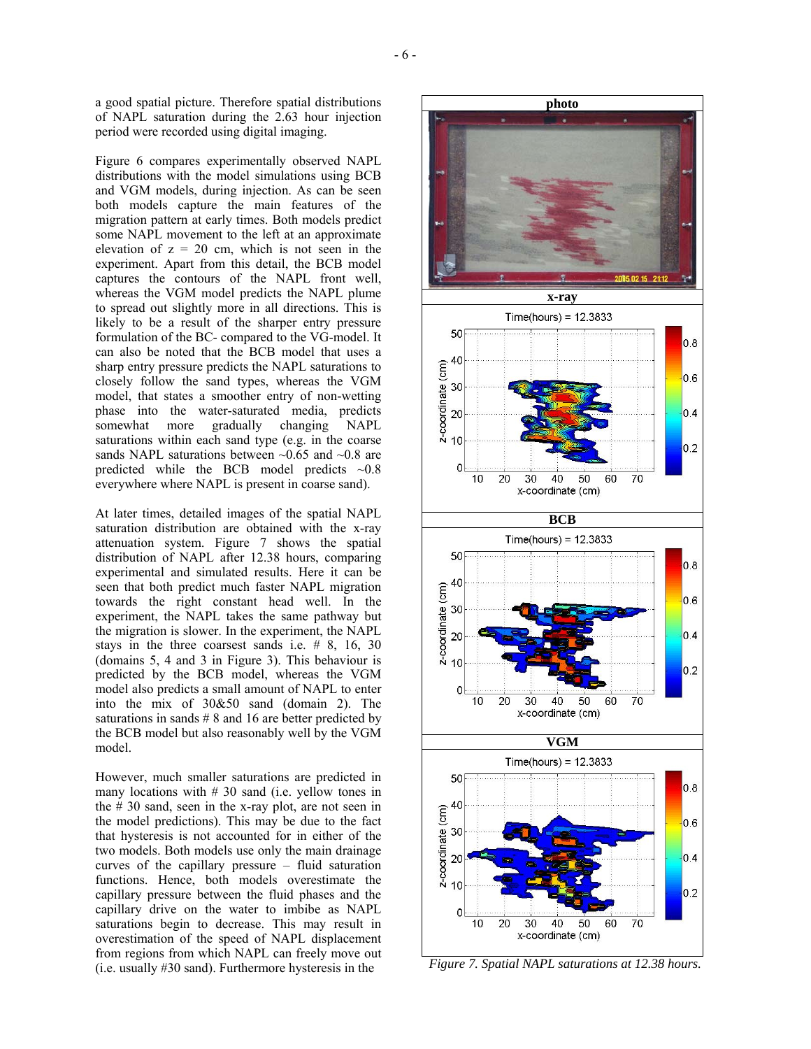a good spatial picture. Therefore spatial distributions of NAPL saturation during the 2.63 hour injection period were recorded using digital imaging.

Figure 6 compares experimentally observed NAPL distributions with the model simulations using BCB and VGM models, during injection. As can be seen both models capture the main features of the migration pattern at early times. Both models predict some NAPL movement to the left at an approximate elevation of z = 20 cm, which is not seen in the experiment. Apart from this detail, the BCB model captures the contours of the NAPL front well, whereas the VGM model predicts the NAPL plume to spread out slightly more in all directions. This is likely to be a result of the sharper entry pressure formulation of the BC- compared to the VG-model. It can also be noted that the BCB model that uses a sharp entry pressure predicts the NAPL saturations to closely follow the sand types, whereas the VGM model, that states a smoother entry of non-wetting phase into the water-saturated media, predicts somewhat more gradually changing NAPL saturations within each sand type (e.g. in the coarse sands NAPL saturations between ~0.65 and ~0.8 are predicted while the BCB model predicts ~0.8 everywhere where NAPL is present in coarse sand).

At later times, detailed images of the spatial NAPL saturation distribution are obtained with the x-ray attenuation system. Figure 7 shows the spatial distribution of NAPL after 12.38 hours, comparing experimental and simulated results. Here it can be seen that both predict much faster NAPL migration towards the right constant head well. In the experiment, the NAPL takes the same pathway but the migration is slower. In the experiment, the NAPL stays in the three coarsest sands i.e. # 8, 16, 30 (domains 5, 4 and 3 in Figure 3). This behaviour is predicted by the BCB model, whereas the VGM model also predicts a small amount of NAPL to enter into the mix of 30&50 sand (domain 2). The saturations in sands # 8 and 16 are better predicted by the BCB model but also reasonably well by the VGM model.

However, much smaller saturations are predicted in many locations with # 30 sand (i.e. yellow tones in the # 30 sand, seen in the x-ray plot, are not seen in the model predictions). This may be due to the fact that hysteresis is not accounted for in either of the two models. Both models use only the main drainage curves of the capillary pressure – fluid saturation functions. Hence, both models overestimate the capillary pressure between the fluid phases and the capillary drive on the water to imbibe as NAPL saturations begin to decrease. This may result in overestimation of the speed of NAPL displacement from regions from which NAPL can freely move out (i.e. usually #30 sand). Furthermore hysteresis in the

*Figure 7. Spatial NAPL saturations at 12.38 hours.*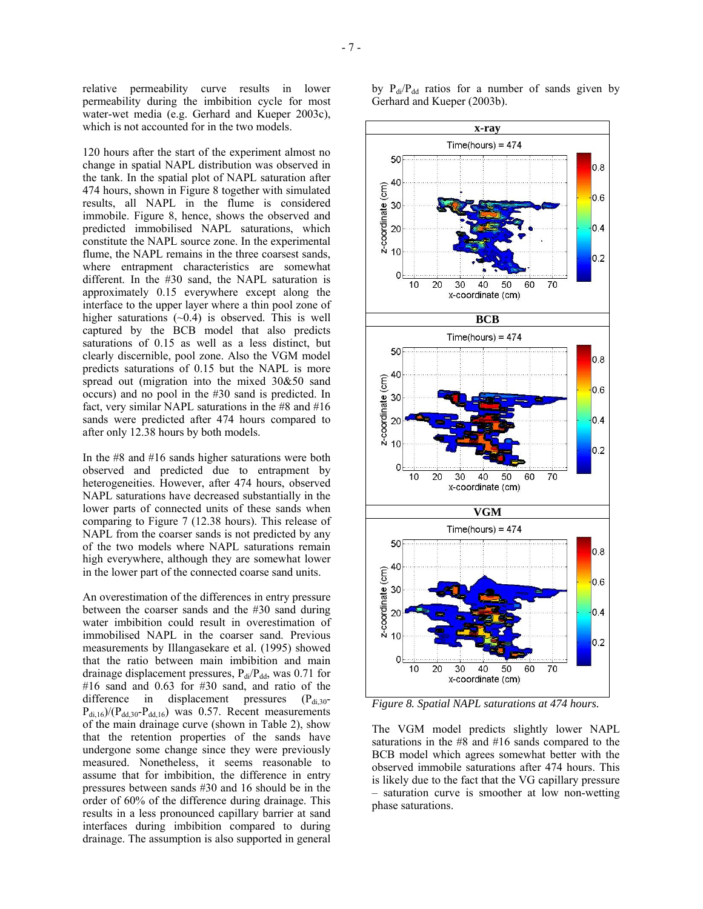relative permeability curve results in lower permeability during the imbibition cycle for most water-wet media (e.g. Gerhard and Kueper 2003c), which is not accounted for in the two models.

120 hours after the start of the experiment almost no change in spatial NAPL distribution was observed in the tank. In the spatial plot of NAPL saturation after 474 hours, shown in Figure 8 together with simulated results, all NAPL in the flume is considered immobile. Figure 8, hence, shows the observed and predicted immobilised NAPL saturations, which constitute the NAPL source zone. In the experimental flume, the NAPL remains in the three coarsest sands, where entrapment characteristics are somewhat different. In the #30 sand, the NAPL saturation is approximately 0.15 everywhere except along the interface to the upper layer where a thin zone of higher saturations (~0.4) is observed. This is well captured by the BCB model that also predicts saturations of 0.15 as well as a less distinct, but clearly discernible, pool zone. Also the VGM model predicts saturations of 0.15 but the NAPL is more spread out (migration into the mixed 30&50 sand occurs) and no pool in the #30 sand is predicted. In fact, very similar NAPL saturations in the #8 and #16 sands were predicted after 474 hours compared to after only 12.38 hours by both models.

In the #8 and #16 sands higher saturations were both observed and predicted due to entrapment by heterogeneities. However, after 474 hours, observed NAPL saturations have decreased substantially in the lower parts of connected units of these sands when comparing to Figure 7 (12.38 hours). This release of NAPL from the coarser sands is not predicted by any of the two models where NAPL saturations remain high everywhere, although they are somewhat lower in the lower part of the connected coarse sand units.

An overestimation of the differences in entry pressure between the coarser sands and the #30 sand during water imbibition could result in overestimation of immobilised NAPL in the coarser sand. Previous measurements by Illangasekare et al. (1995) showed that the ratio between main imbibition and main drainage displacement pressures, $P_{di}/P_{dd}$, was 0.71 for #16 sand and 0.63 for #30 sand, and ratio of the difference in displacement pressures $(P_{di,30}-P_{di,16})/(P_{dd,30}-P_{dd,16})$ was 0.57. Recent measurements of the main drainage curve (shown in Table 2), show that the retention properties of the sands have undergone some change since they were previously measured. Nonetheless, it seems reasonable to assume that for imbibition, the difference in entry pressures between sands #30 and 16 should be in the order of 60% of the difference during drainage. This results in a less pronounced capillary barrier at sand interfaces during imbibition compared to during drainage. The assumption is also supported in general by $P_{di}/P_{dd}$ ratios for a number of sands given by Gerhard and Kueper (2003b).

*Figure 8. Spatial NAPL saturations at 474 hours.*

The VGM model predicts slightly lower NAPL saturations in the #8 and #16 sands compared to the BCB model which agrees somewhat better with the observed immobile saturations after 474 hours. This is likely due to the fact that the VG capillary pressure – saturation curve is smoother at low non-wetting phase saturations.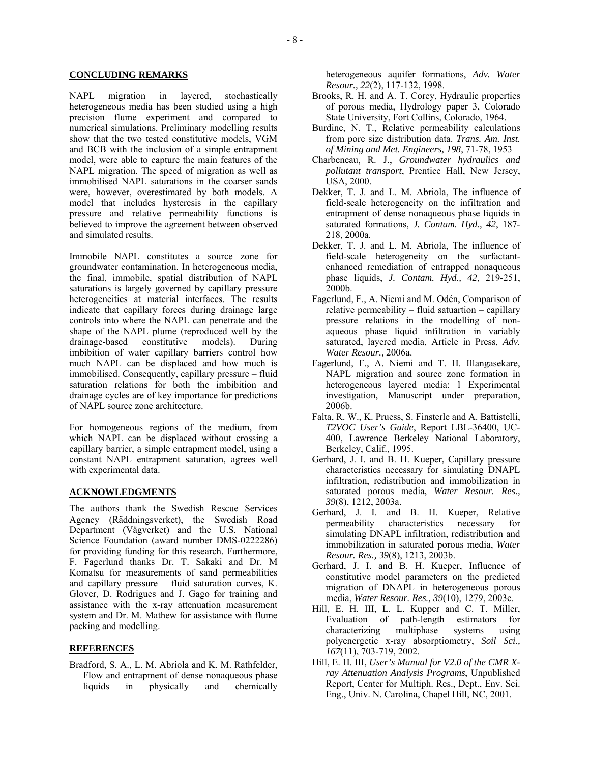## CONCLUDING REMARKS

NAPL migration in layered, stochastically heterogeneous media has been studied using a high precision flume experiment and compared to numerical simulations. Preliminary modelling results show that the two tested constitutive models, VGM and BCB with the inclusion of a simple entrapment model, were able to capture the main features of the NAPL migration. The speed of migration as well as immobilised NAPL saturations in the coarser sands were, however, overestimated by both models. A model that includes hysteresis in the capillary pressure and relative permeability functions is believed to improve the agreement between observed and simulated results.

Immobile NAPL constitutes a source zone for groundwater contamination. In heterogeneous media, the final, immobile, spatial distribution of NAPL saturations is largely governed by capillary pressure heterogeneities at material interfaces. The results indicate that capillary forces during drainage large controls into where the NAPL can penetrate and the shape of the NAPL plume (reproduced well by the drainage-based constitutive models). During imbibition of water capillary barriers control how much NAPL can be displaced and how much is immobilised. Consequently, capillary pressure – fluid saturation relations for both the imbibition and drainage cycles are of key importance for predictions of NAPL source zone architecture.

For homogeneous regions of the medium, from which NAPL can be displaced without crossing a capillary barrier, a simple entrapment model, using a constant NAPL entrapment saturation, agrees well with experimental data.

## ACKNOWLEDGMENTS

The authors thank the Swedish Rescue Services Agency (Räddningsverket), the Swedish Road Department (Vägverket) and the U.S. National Science Foundation (award number DMS-0222286) for providing funding for this research. Furthermore, F. Fagerlund thanks Dr. T. Sakaki and Dr. M Komatsu for measurements of sand permeabilities and capillary pressure – fluid saturation curves, K. Glover, D. Rodrigues and J. Gago for training and assistance with the x-ray attenuation measurement system and Dr. M. Mathew for assistance with flume packing and modelling.

## REFERENCES

Bradford, S. A., L. M. Abriola and K. M. Rathfelder, Flow and entrapment of dense nonaqueous phase liquids in physically and chemically heterogeneous aquifer formations, *Adv. Water Resour., 22*(2), 117-132, 1998.

Brooks, R. H. and A. T. Corey, Hydraulic properties of porous media, Hydrology paper 3, Colorado State University, Fort Collins, Colorado, 1964.

Burdine, N. T., Relative permeability calculations from pore size distribution data. *Trans. Am. Inst. of Mining and Met. Engineers, 198*, 71-78, 1953

Charbeneau, R. J., *Groundwater hydraulics and pollutant transport*, Prentice Hall, New Jersey, USA, 2000.

Dekker, T. J. and L. M. Abriola, The influence of field-scale heterogeneity on the infiltration and entrapment of dense nonaqueous phase liquids in saturated formations, *J. Contam. Hyd., 42*, 187-218, 2000a.

Dekker, T. J. and L. M. Abriola, The influence of field-scale heterogeneity on the surfactant-enhanced remediation of entrapped nonaqueous phase liquids, *J. Contam. Hyd., 42*, 219-251, 2000b.

Fagerlund, F., A. Niemi and M. Odén, Comparison of relative permeability – fluid satuartion – capillary pressure relations in the modelling of non-aqueous phase liquid infiltration in variably saturated, layered media, Article in Press, *Adv. Water Resour.,* 2006a.

Fagerlund, F., A. Niemi and T. H. Illangasekare, NAPL migration and source zone formation in heterogeneous layered media: 1 Experimental investigation, Manuscript under preparation, 2006b.

Falta, R. W., K. Pruess, S. Finsterle and A. Battistelli, *T2VOC User's Guide*, Report LBL-36400, UC-400, Lawrence Berkeley National Laboratory, Berkeley, Calif., 1995.

Gerhard, J. I. and B. H. Kueper, Capillary pressure characteristics necessary for simulating DNAPL infiltration, redistribution and immobilization in saturated porous media, *Water Resour. Res., 39*(8), 1212, 2003a.

Gerhard, J. I. and B. H. Kueper, Relative permeability characteristics necessary for simulating DNAPL infiltration, redistribution and immobilization in saturated porous media, *Water Resour. Res., 39*(8), 1213, 2003b.

Gerhard, J. I. and B. H. Kueper, Influence of constitutive model parameters on the predicted migration of DNAPL in heterogeneous porous media, *Water Resour. Res., 39*(10), 1279, 2003c.

Hill, E. H. III, L. L. Kupper and C. T. Miller, Evaluation of path-length estimators for characterizing multiphase systems using polyenergetic x-ray absorptiometry, *Soil Sci., 167*(11), 703-719, 2002.

Hill, E. H. III, *User's Manual for V2.0 of the CMR X-ray Attenuation Analysis Programs*, Unpublished Report, Center for Multiph. Res., Dept., Env. Sci. Eng., Univ. N. Carolina, Chapel Hill, NC, 2001.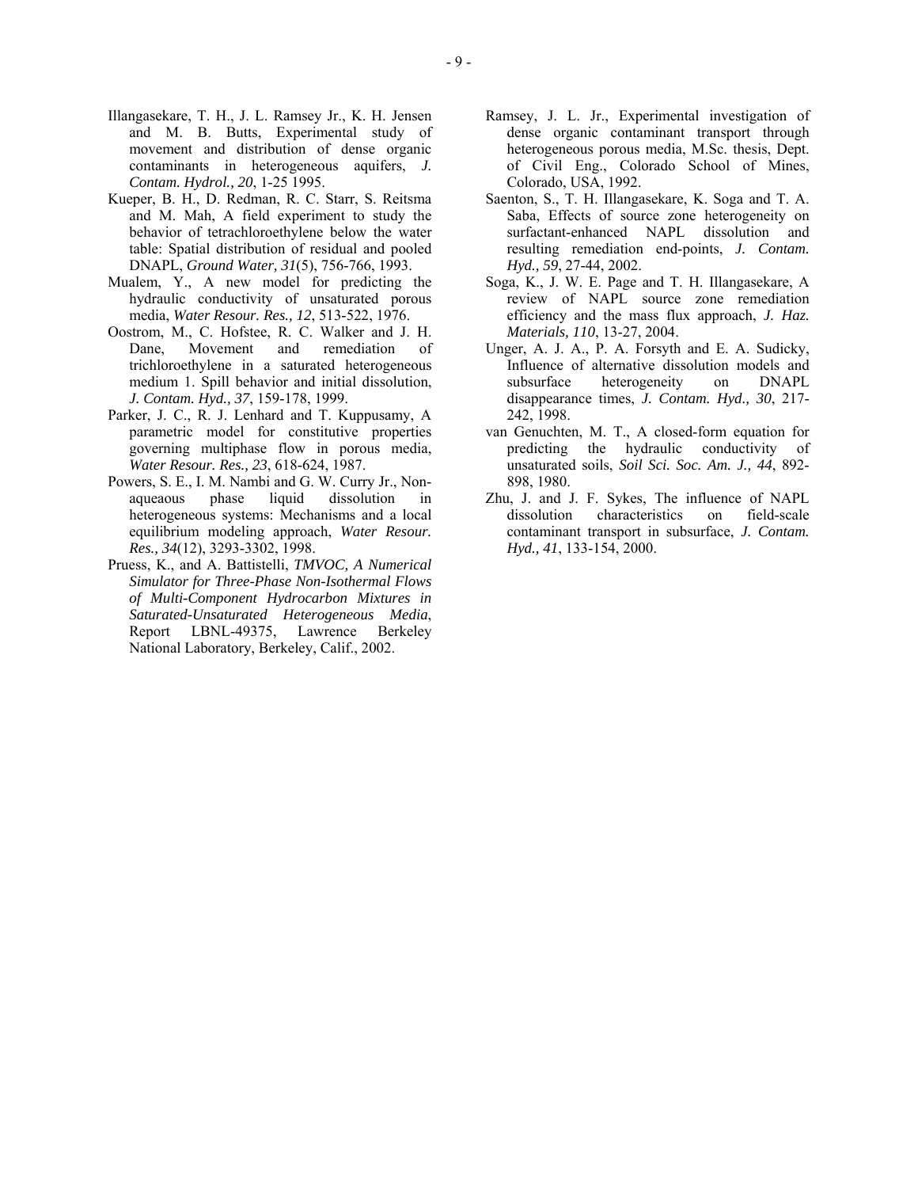Illangasekare, T. H., J. L. Ramsey Jr., K. H. Jensen and M. B. Butts, Experimental study of movement and distribution of dense organic contaminants in heterogeneous aquifers, *J. Contam. Hydrol., 20*, 1-25 1995.

Kueper, B. H., D. Redman, R. C. Starr, S. Reitsma and M. Mah, A field experiment to study the behavior of tetrachloroethylene below the water table: Spatial distribution of residual and pooled DNAPL, *Ground Water, 31*(5), 756-766, 1993.

Mualem, Y., A new model for predicting the hydraulic conductivity of unsaturated porous media, *Water Resour. Res., 12*, 513-522, 1976.

Oostrom, M., C. Hofstee, R. C. Walker and J. H. Dane, Movement and remediation of trichloroethylene in a saturated heterogeneous medium 1. Spill behavior and initial dissolution, *J. Contam. Hyd., 37*, 159-178, 1999.

Parker, J. C., R. J. Lenhard and T. Kuppusamy, A parametric model for constitutive properties governing multiphase flow in porous media, *Water Resour. Res., 23*, 618-624, 1987.

Powers, S. E., I. M. Nambi and G. W. Curry Jr., Non-aqueaous phase liquid dissolution in heterogeneous systems: Mechanisms and a local equilibrium modeling approach, *Water Resour. Res., 34*(12), 3293-3302, 1998.

Pruess, K., and A. Battistelli, *TMVOC, A Numerical Simulator for Three-Phase Non-Isothermal Flows of Multi-Component Hydrocarbon Mixtures in Saturated-Unsaturated Heterogeneous Media*, Report LBNL-49375, Lawrence Berkeley National Laboratory, Berkeley, Calif., 2002.

Ramsey, J. L. Jr., Experimental investigation of dense organic contaminant transport through heterogeneous porous media, M.Sc. thesis, Dept. of Civil Eng., Colorado School of Mines, Colorado, USA, 1992.

Saenton, S., T. H. Illangasekare, K. Soga and T. A. Saba, Effects of source zone heterogeneity on surfactant-enhanced NAPL dissolution and resulting remediation end-points, *J. Contam. Hyd., 59*, 27-44, 2002.

Soga, K., J. W. E. Page and T. H. Illangasekare, A review of NAPL source zone remediation efficiency and the mass flux approach, *J. Haz. Materials, 110*, 13-27, 2004.

Unger, A. J. A., P. A. Forsyth and E. A. Sudicky, Influence of alternative dissolution models and subsurface heterogeneity on DNAPL disappearance times, *J. Contam. Hyd., 30*, 217-242, 1998.

van Genuchten, M. T., A closed-form equation for predicting the hydraulic conductivity of unsaturated soils, *Soil Sci. Soc. Am. J., 44*, 892-898, 1980.

Zhu, J. and J. F. Sykes, The influence of NAPL dissolution characteristics on field-scale contaminant transport in subsurface, *J. Contam. Hyd., 41*, 133-154, 2000.